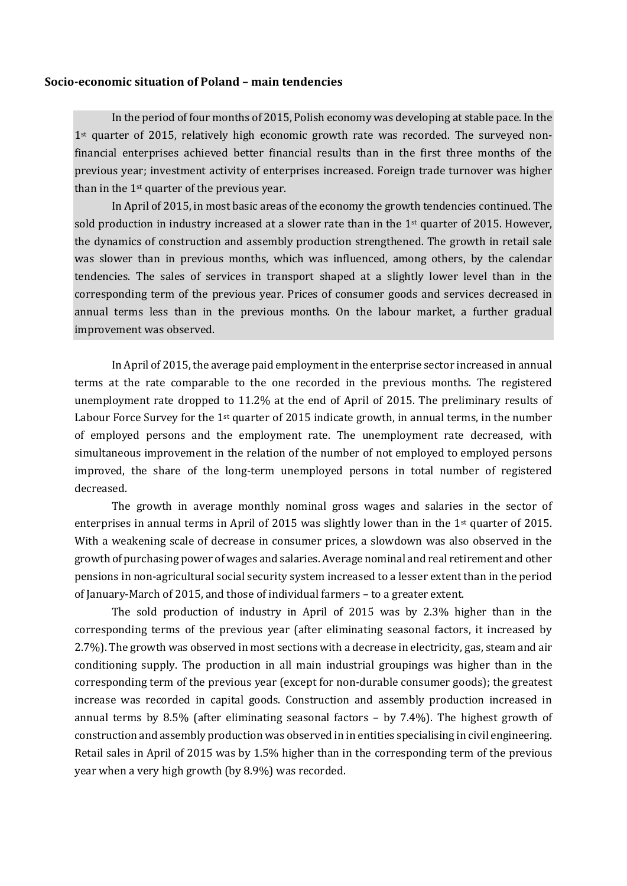**Socio-economic situation of Poland – main tendencies**

In the period of four months of 2015, Polish economy was developing at stable pace. In the 1st quarter of 2015, relatively high economic growth rate was recorded. The surveyed non-financial enterprises achieved better financial results than in the first three months of the previous year; investment activity of enterprises increased. Foreign trade turnover was higher than in the 1st quarter of the previous year.

In April of 2015, in most basic areas of the economy the growth tendencies continued. The sold production in industry increased at a slower rate than in the 1st quarter of 2015. However, the dynamics of construction and assembly production strengthened. The growth in retail sale was slower than in previous months, which was influenced, among others, by the calendar tendencies. The sales of services in transport shaped at a slightly lower level than in the corresponding term of the previous year. Prices of consumer goods and services decreased in annual terms less than in the previous months. On the labour market, a further gradual improvement was observed.

In April of 2015, the average paid employment in the enterprise sector increased in annual terms at the rate comparable to the one recorded in the previous months. The registered unemployment rate dropped to 11.2% at the end of April of 2015. The preliminary results of Labour Force Survey for the 1st quarter of 2015 indicate growth, in annual terms, in the number of employed persons and the employment rate. The unemployment rate decreased, with simultaneous improvement in the relation of the number of not employed to employed persons improved, the share of the long-term unemployed persons in total number of registered decreased.

The growth in average monthly nominal gross wages and salaries in the sector of enterprises in annual terms in April of 2015 was slightly lower than in the 1st quarter of 2015. With a weakening scale of decrease in consumer prices, a slowdown was also observed in the growth of purchasing power of wages and salaries. Average nominal and real retirement and other pensions in non-agricultural social security system increased to a lesser extent than in the period of January-March of 2015, and those of individual farmers – to a greater extent.

The sold production of industry in April of 2015 was by 2.3% higher than in the corresponding terms of the previous year (after eliminating seasonal factors, it increased by 2.7%). The growth was observed in most sections with a decrease in electricity, gas, steam and air conditioning supply. The production in all main industrial groupings was higher than in the corresponding term of the previous year (except for non-durable consumer goods); the greatest increase was recorded in capital goods. Construction and assembly production increased in annual terms by 8.5% (after eliminating seasonal factors – by 7.4%). The highest growth of construction and assembly production was observed in in entities specialising in civil engineering. Retail sales in April of 2015 was by 1.5% higher than in the corresponding term of the previous year when a very high growth (by 8.9%) was recorded.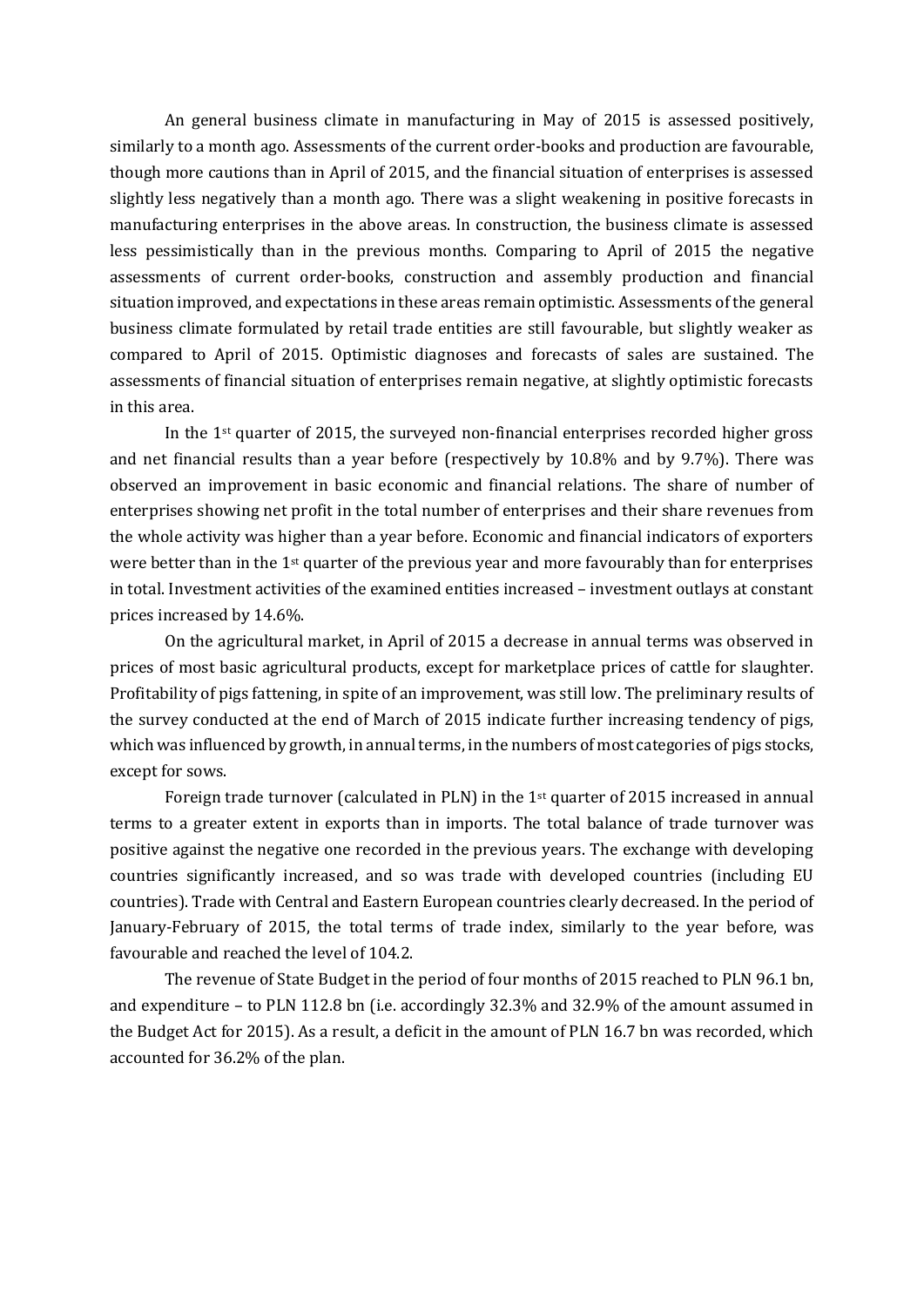An general business climate in manufacturing in May of 2015 is assessed positively, similarly to a month ago. Assessments of the current order-books and production are favourable, though more cautions than in April of 2015, and the financial situation of enterprises is assessed slightly less negatively than a month ago. There was a slight weakening in positive forecasts in manufacturing enterprises in the above areas. In construction, the business climate is assessed less pessimistically than in the previous months. Comparing to April of 2015 the negative assessments of current order-books, construction and assembly production and financial situation improved, and expectations in these areas remain optimistic. Assessments of the general business climate formulated by retail trade entities are still favourable, but slightly weaker as compared to April of 2015. Optimistic diagnoses and forecasts of sales are sustained. The assessments of financial situation of enterprises remain negative, at slightly optimistic forecasts in this area.

In the 1st quarter of 2015, the surveyed non-financial enterprises recorded higher gross and net financial results than a year before (respectively by 10.8% and by 9.7%). There was observed an improvement in basic economic and financial relations. The share of number of enterprises showing net profit in the total number of enterprises and their share revenues from the whole activity was higher than a year before. Economic and financial indicators of exporters were better than in the 1st quarter of the previous year and more favourably than for enterprises in total. Investment activities of the examined entities increased – investment outlays at constant prices increased by 14.6%.

On the agricultural market, in April of 2015 a decrease in annual terms was observed in prices of most basic agricultural products, except for marketplace prices of cattle for slaughter. Profitability of pigs fattening, in spite of an improvement, was still low. The preliminary results of the survey conducted at the end of March of 2015 indicate further increasing tendency of pigs, which was influenced by growth, in annual terms, in the numbers of most categories of pigs stocks, except for sows.

Foreign trade turnover (calculated in PLN) in the 1st quarter of 2015 increased in annual terms to a greater extent in exports than in imports. The total balance of trade turnover was positive against the negative one recorded in the previous years. The exchange with developing countries significantly increased, and so was trade with developed countries (including EU countries). Trade with Central and Eastern European countries clearly decreased. In the period of January-February of 2015, the total terms of trade index, similarly to the year before, was favourable and reached the level of 104.2.

The revenue of State Budget in the period of four months of 2015 reached to PLN 96.1 bn, and expenditure – to PLN 112.8 bn (i.e. accordingly 32.3% and 32.9% of the amount assumed in the Budget Act for 2015). As a result, a deficit in the amount of PLN 16.7 bn was recorded, which accounted for 36.2% of the plan.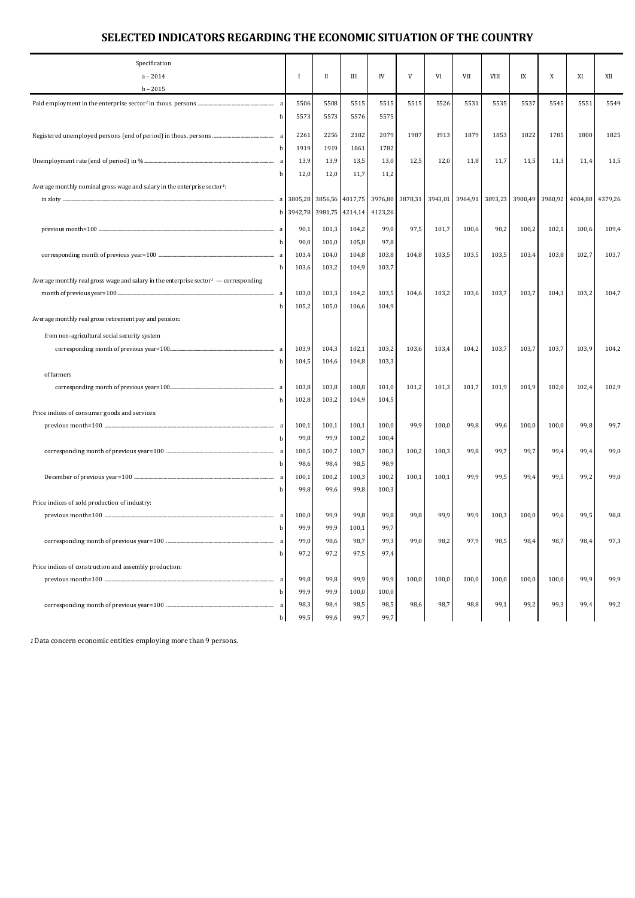# SELECTED INDICATORS REGARDING THE ECONOMIC SITUATION OF THE COUNTRY

| Specification<br>a – 2014<br>b – 2015 | | I | II | III | IV | V | VI | VII | VIII | IX | X | XI | XII |
|---|---|---|---|---|---|---|---|---|---|---|---|---|---|
| Paid employment in the enterprise sector[1] in thous. persons | a | 5506 | 5508 | 5515 | 5515 | 5515 | 5526 | 5531 | 5535 | 5537 | 5545 | 5551 | 5549 |
| | b | 5573 | 5573 | 5576 | 5575 | | | | | | | | |
| Registered unemployed persons (end of period) in thous. persons | a | 2261 | 2256 | 2182 | 2079 | 1987 | 1913 | 1879 | 1853 | 1822 | 1785 | 1800 | 1825 |
| | b | 1919 | 1919 | 1861 | 1782 | | | | | | | | |
| Unemployment rate (end of period) in % | a | 13,9 | 13,9 | 13,5 | 13,0 | 12,5 | 12,0 | 11,8 | 11,7 | 11,5 | 11,3 | 11,4 | 11,5 |
| | b | 12,0 | 12,0 | 11,7 | 11,2 | | | | | | | | |
| Average monthly nominal gross wage and salary in the enterprise sector[1]: | | | | | | | | | | | | | |
| in zloty | a | 3805,28 | 3856,56 | 4017,75 | 3976,80 | 3878,31 | 3943,01 | 3964,91 | 3893,23 | 3900,49 | 3980,92 | 4004,80 | 4379,26 |
| | b | 3942,78 | 3981,75 | 4214,14 | 4123,26 | | | | | | | | |
| previous month=100 | a | 90,1 | 101,3 | 104,2 | 99,0 | 97,5 | 101,7 | 100,6 | 98,2 | 100,2 | 102,1 | 100,6 | 109,4 |
| | b | 90,0 | 101,0 | 105,8 | 97,8 | | | | | | | | |
| corresponding month of previous year=100 | a | 103,4 | 104,0 | 104,8 | 103,8 | 104,8 | 103,5 | 103,5 | 103,5 | 103,4 | 103,8 | 102,7 | 103,7 |
| | b | 103,6 | 103,2 | 104,9 | 103,7 | | | | | | | | |
| Average monthly real gross wage and salary in the enterprise sector[1] — corresponding month of previous year=100 | a | 103,0 | 103,3 | 104,2 | 103,5 | 104,6 | 103,2 | 103,6 | 103,7 | 103,7 | 104,3 | 103,2 | 104,7 |
| | b | 105,2 | 105,0 | 106,6 | 104,9 | | | | | | | | |
| Average monthly real gross retirement pay and pension: | | | | | | | | | | | | | |
| from non-agricultural social security system | | | | | | | | | | | | | |
| corresponding month of previous year=100 | a | 103,9 | 104,3 | 102,1 | 103,2 | 103,6 | 103,4 | 104,2 | 103,7 | 103,7 | 103,7 | 103,9 | 104,2 |
| | b | 104,5 | 104,6 | 104,8 | 103,3 | | | | | | | | |
| of farmers | | | | | | | | | | | | | |
| corresponding month of previous year=100 | a | 103,8 | 103,8 | 100,8 | 101,0 | 101,2 | 101,3 | 101,7 | 101,9 | 101,9 | 102,0 | 102,4 | 102,9 |
| | b | 102,8 | 103,2 | 104,9 | 104,5 | | | | | | | | |
| Price indices of consumer goods and services: | | | | | | | | | | | | | |
| previous month=100 | a | 100,1 | 100,1 | 100,1 | 100,0 | 99,9 | 100,0 | 99,8 | 99,6 | 100,0 | 100,0 | 99,8 | 99,7 |
| | b | 99,8 | 99,9 | 100,2 | 100,4 | | | | | | | | |
| corresponding month of previous year=100 | a | 100,5 | 100,7 | 100,7 | 100,3 | 100,2 | 100,3 | 99,8 | 99,7 | 99,7 | 99,4 | 99,4 | 99,0 |
| | b | 98,6 | 98,4 | 98,5 | 98,9 | | | | | | | | |
| December of previous year=100 | a | 100,1 | 100,2 | 100,3 | 100,2 | 100,1 | 100,1 | 99,9 | 99,5 | 99,4 | 99,5 | 99,2 | 99,0 |
| | b | 99,8 | 99,6 | 99,8 | 100,3 | | | | | | | | |
| Price indices of sold production of industry: | | | | | | | | | | | | | |
| previous month=100 | a | 100,0 | 99,9 | 99,8 | 99,8 | 99,8 | 99,9 | 99,9 | 100,3 | 100,0 | 99,6 | 99,5 | 98,8 |
| | b | 99,9 | 99,9 | 100,1 | 99,7 | | | | | | | | |
| corresponding month of previous year=100 | a | 99,0 | 98,6 | 98,7 | 99,3 | 99,0 | 98,2 | 97,9 | 98,5 | 98,4 | 98,7 | 98,4 | 97,3 |
| | b | 97,2 | 97,2 | 97,5 | 97,4 | | | | | | | | |
| Price indices of construction and assembly production: | | | | | | | | | | | | | |
| previous month=100 | a | 99,8 | 99,8 | 99,9 | 99,9 | 100,0 | 100,0 | 100,0 | 100,0 | 100,0 | 100,0 | 99,9 | 99,9 |
| | b | 99,9 | 99,9 | 100,0 | 100,0 | | | | | | | | |
| corresponding month of previous year=100 | a | 98,3 | 98,4 | 98,5 | 98,5 | 98,6 | 98,7 | 98,8 | 99,1 | 99,2 | 99,3 | 99,4 | 99,2 |
| | b | 99,5 | 99,6 | 99,7 | 99,7 | | | | | | | | |

*1* Data concern economic entities employing more than 9 persons.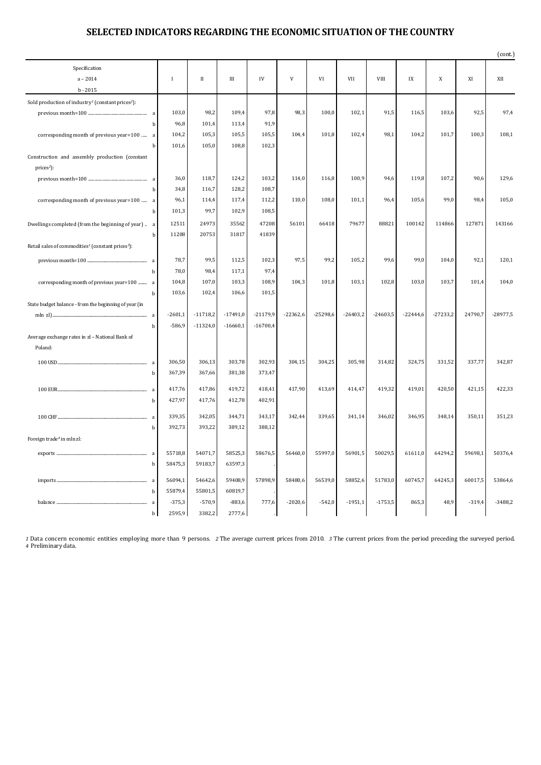# SELECTED INDICATORS REGARDING THE ECONOMIC SITUATION OF THE COUNTRY

(cont.)

| Specification<br>a – 2014<br>b - 2015 | | I | II | III | IV | V | VI | VII | VIII | IX | X | XI | XII |
|---|---|---|---|---|---|---|---|---|---|---|---|---|---|
| Sold production of industry[1] (constant prices[2]): | | | | | | | | | | | | | |
| previous month=100 | a | 103,0 | 98,2 | 109,4 | 97,8 | 98,3 | 100,0 | 102,1 | 91,5 | 116,5 | 103,6 | 92,5 | 97,4 |
| | b | 96,8 | 101,4 | 113,4 | 91,9 | | | | | | | | |
| corresponding month of previous year=100 | a | 104,2 | 105,3 | 105,5 | 105,5 | 104,4 | 101,8 | 102,4 | 98,1 | 104,2 | 101,7 | 100,3 | 108,1 |
| | b | 101,6 | 105,0 | 108,8 | 102,3 | | | | | | | | |
| Construction and assembly production (constant prices[2]): | | | | | | | | | | | | | |
| previous month=100 | a | 36,0 | 118,7 | 124,2 | 103,2 | 114,0 | 116,8 | 100,9 | 94,6 | 119,8 | 107,2 | 90,6 | 129,6 |
| | b | 34,8 | 116,7 | 128,2 | 108,7 | | | | | | | | |
| corresponding month of previous year=100 | a | 96,1 | 114,4 | 117,4 | 112,2 | 110,0 | 108,0 | 101,1 | 96,4 | 105,6 | 99,0 | 98,4 | 105,0 |
| | b | 101,3 | 99,7 | 102,9 | 108,5 | | | | | | | | |
| Dwellings completed (from the beginning of year) | a | 12511 | 24973 | 35562 | 47208 | 56101 | 66418 | 79677 | 88821 | 100142 | 114866 | 127871 | 143166 |
| | b | 11208 | 20753 | 31817 | 41839 | | | | | | | | |
| Retail sales of commodities[1] (constant prices[3]): | | | | | | | | | | | | | |
| previous month=100 | a | 78,7 | 99,5 | 112,5 | 102,3 | 97,5 | 99,2 | 105,2 | 99,6 | 99,0 | 104,0 | 92,1 | 120,1 |
| | b | 78,0 | 98,4 | 117,1 | 97,4 | | | | | | | | |
| corresponding month of previous year=100 | a | 104,8 | 107,0 | 103,3 | 108,9 | 104,3 | 101,8 | 103,1 | 102,8 | 103,0 | 103,7 | 101,4 | 104,0 |
| | b | 103,6 | 102,4 | 106,6 | 101,5 | | | | | | | | |
| State budget balance - from the beginning of year (in mln zl) | a | -2601,1 | -11718,2 | -17491,0 | -21179,9 | -22362,6 | -25298,6 | -26403,2 | -24603,5 | -22444,6 | -27233,2 | 24790,7 | -28977,5 |
| | b | -586,9 | -11324,0 | -16660,1 | -16700,4 | | | | | | | | |
| Average exchange rates in zl – National Bank of Poland: | | | | | | | | | | | | | |
| 100 USD | a | 306,50 | 306,13 | 303,78 | 302,93 | 304,15 | 304,25 | 305,98 | 314,82 | 324,75 | 331,52 | 337,77 | 342,87 |
| | b | 367,39 | 367,66 | 381,38 | 373,47 | | | | | | | | |
| 100 EUR | a | 417,76 | 417,86 | 419,72 | 418,41 | 417,90 | 413,69 | 414,47 | 419,32 | 419,01 | 420,50 | 421,15 | 422,33 |
| | b | 427,97 | 417,76 | 412,78 | 402,91 | | | | | | | | |
| 100 CHF | a | 339,35 | 342,05 | 344,71 | 343,17 | 342,44 | 339,65 | 341,14 | 346,02 | 346,95 | 348,14 | 350,11 | 351,23 |
| | b | 392,73 | 393,22 | 389,12 | 388,12 | | | | | | | | |
| Foreign trade[4] in mln zl: | | | | | | | | | | | | | |
| exports | a | 55718,8 | 54071,7 | 58525,3 | 58676,5 | 56460,0 | 55997,0 | 56901,5 | 50029,5 | 61611,0 | 64294,2 | 59698,1 | 50376,4 |
| | b | 58475,3 | 59183,7 | 63597,3 | . | | | | | | | | |
| imports | a | 56094,1 | 54642,6 | 59408,9 | 57898,9 | 58480,6 | 56539,0 | 58852,6 | 51783,0 | 60745,7 | 64245,3 | 60017,5 | 53864,6 |
| | b | 55879,4 | 55801,5 | 60819,7 | . | | | | | | | | |
| balance | a | -375,3 | -570,9 | -883,6 | 777,6 | -2020,6 | -542,0 | -1951,1 | -1753,5 | 865,3 | 48,9 | -319,4 | -3488,2 |
| | b | 2595,9 | 3382,2 | 2777,6 | . | | | | | | | | |

*1* Data concern economic entities employing more than 9 persons. *2* The average current prices from 2010. *3* The current prices from the period preceding the surveyed period. *4* Preliminary data.